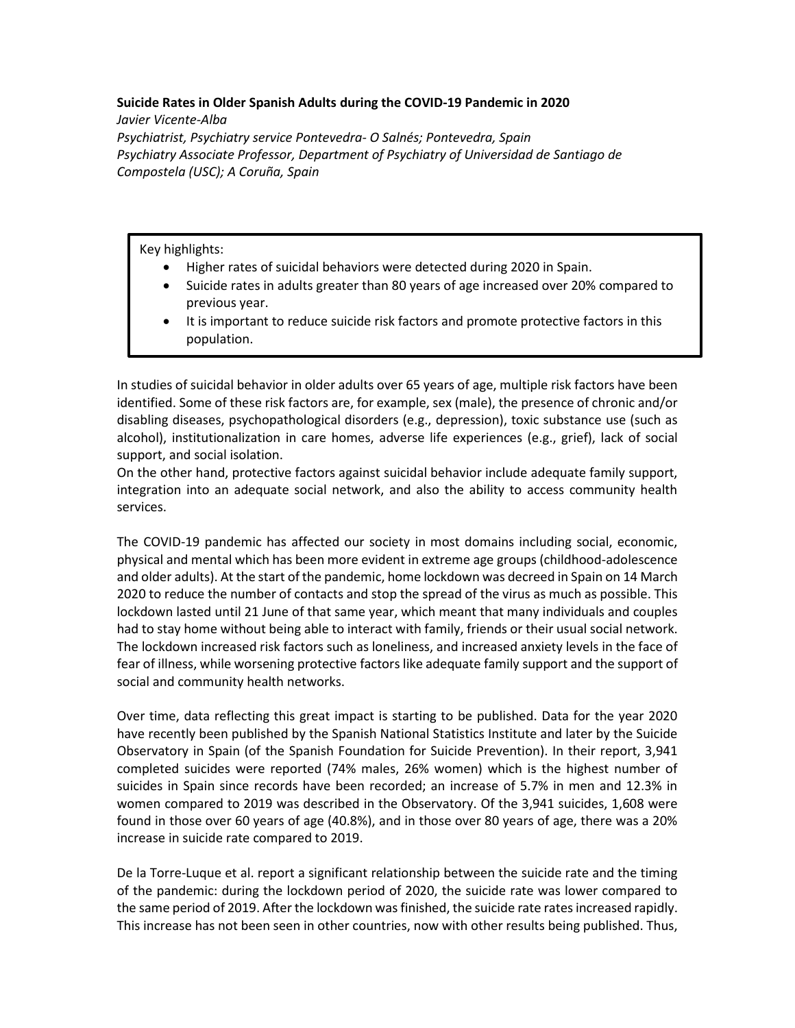**Suicide Rates in Older Spanish Adults during the COVID-19 Pandemic in 2020**

*Javier Vicente-Alba*

*Psychiatrist, Psychiatry service Pontevedra- O Salnés; Pontevedra, Spain*

*Psychiatry Associate Professor, Department of Psychiatry of Universidad de Santiago de Compostela (USC); A Coruña, Spain*

Key highlights:

- Higher rates of suicidal behaviors were detected during 2020 in Spain.
- Suicide rates in adults greater than 80 years of age increased over 20% compared to previous year.
- It is important to reduce suicide risk factors and promote protective factors in this population.

In studies of suicidal behavior in older adults over 65 years of age, multiple risk factors have been identified. Some of these risk factors are, for example, sex (male), the presence of chronic and/or disabling diseases, psychopathological disorders (e.g., depression), toxic substance use (such as alcohol), institutionalization in care homes, adverse life experiences (e.g., grief), lack of social support, and social isolation.

On the other hand, protective factors against suicidal behavior include adequate family support, integration into an adequate social network, and also the ability to access community health services.

The COVID-19 pandemic has affected our society in most domains including social, economic, physical and mental which has been more evident in extreme age groups (childhood-adolescence and older adults). At the start of the pandemic, home lockdown was decreed in Spain on 14 March 2020 to reduce the number of contacts and stop the spread of the virus as much as possible. This lockdown lasted until 21 June of that same year, which meant that many individuals and couples had to stay home without being able to interact with family, friends or their usual social network. The lockdown increased risk factors such as loneliness, and increased anxiety levels in the face of fear of illness, while worsening protective factors like adequate family support and the support of social and community health networks.

Over time, data reflecting this great impact is starting to be published. Data for the year 2020 have recently been published by the Spanish National Statistics Institute and later by the Suicide Observatory in Spain (of the Spanish Foundation for Suicide Prevention). In their report, 3,941 completed suicides were reported (74% males, 26% women) which is the highest number of suicides in Spain since records have been recorded; an increase of 5.7% in men and 12.3% in women compared to 2019 was described in the Observatory. Of the 3,941 suicides, 1,608 were found in those over 60 years of age (40.8%), and in those over 80 years of age, there was a 20% increase in suicide rate compared to 2019.

De la Torre-Luque et al. report a significant relationship between the suicide rate and the timing of the pandemic: during the lockdown period of 2020, the suicide rate was lower compared to the same period of 2019. After the lockdown was finished, the suicide rate rates increased rapidly. This increase has not been seen in other countries, now with other results being published. Thus,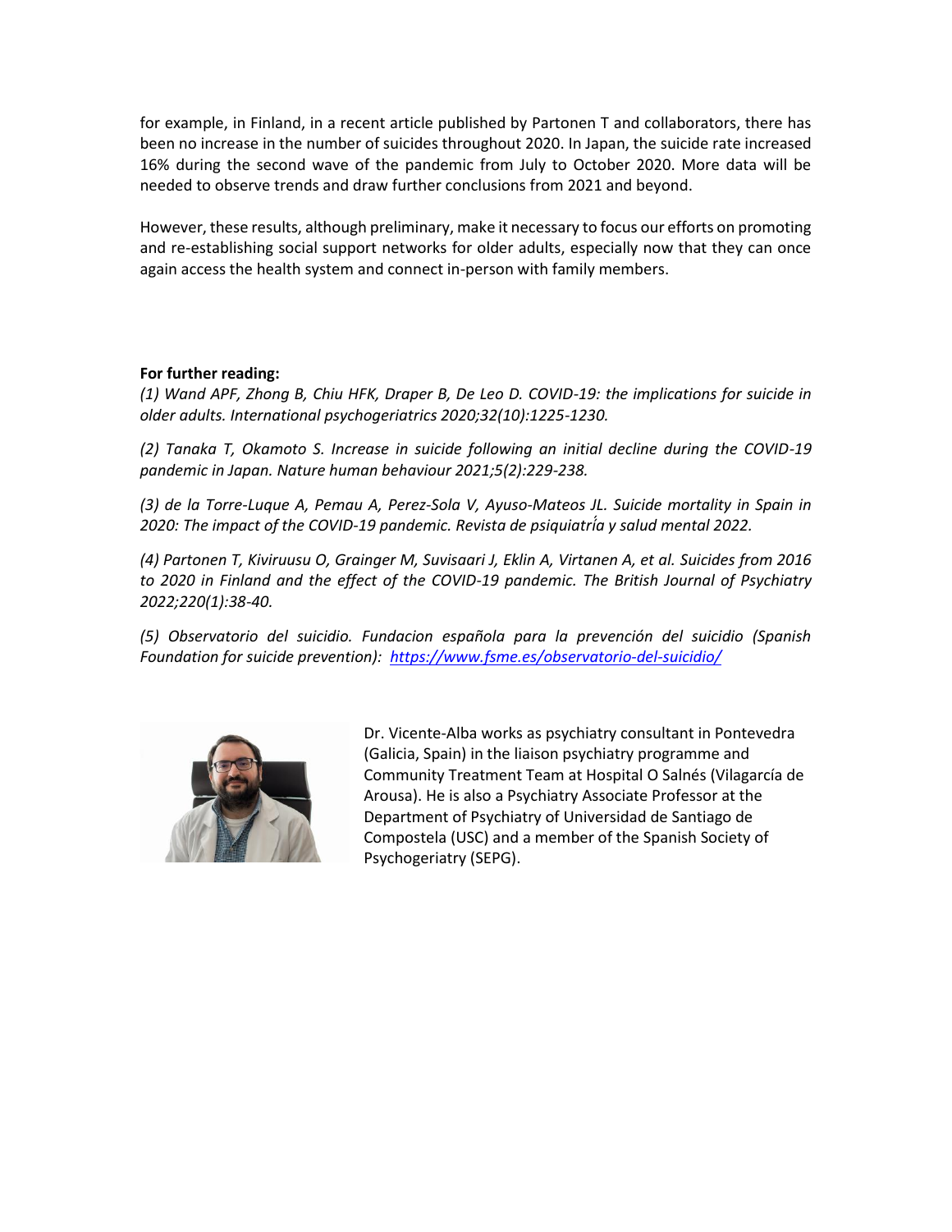for example, in Finland, in a recent article published by Partonen T and collaborators, there has been no increase in the number of suicides throughout 2020. In Japan, the suicide rate increased 16% during the second wave of the pandemic from July to October 2020. More data will be needed to observe trends and draw further conclusions from 2021 and beyond.

However, these results, although preliminary, make it necessary to focus our efforts on promoting and re-establishing social support networks for older adults, especially now that they can once again access the health system and connect in-person with family members.

**For further reading:**

*(1) Wand APF, Zhong B, Chiu HFK, Draper B, De Leo D. COVID-19: the implications for suicide in older adults. International psychogeriatrics 2020;32(10):1225-1230.*

*(2) Tanaka T, Okamoto S. Increase in suicide following an initial decline during the COVID-19 pandemic in Japan. Nature human behaviour 2021;5(2):229-238.*

*(3) de la Torre-Luque A, Pemau A, Perez-Sola V, Ayuso-Mateos JL. Suicide mortality in Spain in 2020: The impact of the COVID-19 pandemic. Revista de psiquiatría y salud mental 2022.*

*(4) Partonen T, Kiviruusu O, Grainger M, Suvisaari J, Eklin A, Virtanen A, et al. Suicides from 2016 to 2020 in Finland and the effect of the COVID-19 pandemic. The British Journal of Psychiatry 2022;220(1):38-40.*

*(5) Observatorio del suicidio. Fundacion española para la prevención del suicidio (Spanish Foundation for suicide prevention): [https://www.fsme.es/observatorio-del-suicidio/](https://www.fsme.es/observatorio-del-suicidio/)*

Dr. Vicente-Alba works as psychiatry consultant in Pontevedra (Galicia, Spain) in the liaison psychiatry programme and Community Treatment Team at Hospital O Salnés (Vilagarcía de Arousa). He is also a Psychiatry Associate Professor at the Department of Psychiatry of Universidad de Santiago de Compostela (USC) and a member of the Spanish Society of Psychogeriatry (SEPG).